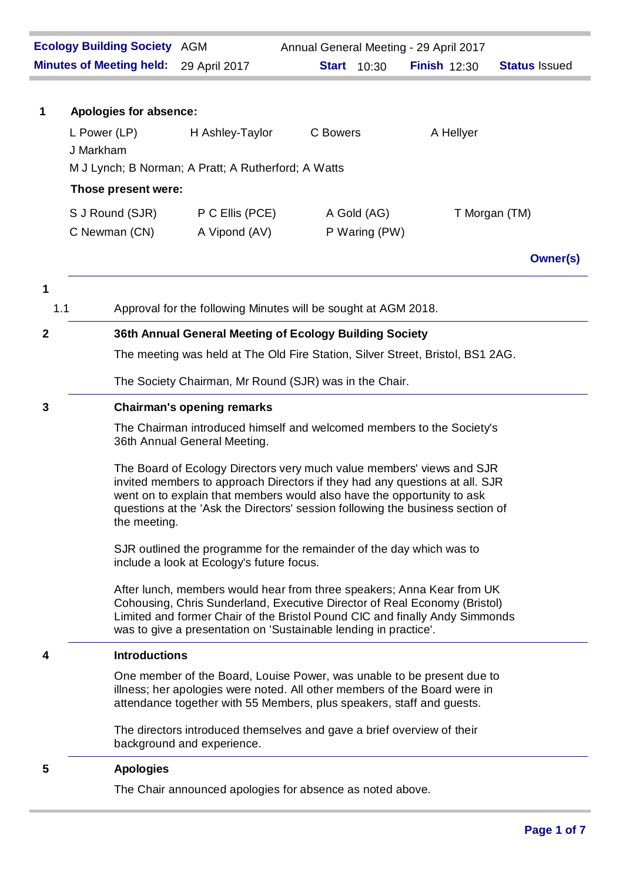| **Ecology Building Society** AGM | Annual General Meeting - 29 April 2017 | | |
|---|---|---|---|
| **Minutes of Meeting held:** 29 April 2017 | **Start** 10:30 | **Finish** 12:30 | **Status** Issued |

**1 Apologies for absence:**

| | | | |
|---|---|---|---|
| L Power (LP) | H Ashley-Taylor | C Bowers | A Hellyer |
| J Markham | | | |

M J Lynch; B Norman; A Pratt; A Rutherford; A Watts

**Those present were:**

| | | | |
|---|---|---|---|
| S J Round (SJR) | P C Ellis (PCE) | A Gold (AG) | T Morgan (TM) |
| C Newman (CN) | A Vipond (AV) | P Waring (PW) | |

**Owner(s)**

## 1

1.1 Approval for the following Minutes will be sought at AGM 2018.

## 2 36th Annual General Meeting of Ecology Building Society

The meeting was held at The Old Fire Station, Silver Street, Bristol, BS1 2AG.

The Society Chairman, Mr Round (SJR) was in the Chair.

## 3 Chairman's opening remarks

The Chairman introduced himself and welcomed members to the Society's 36th Annual General Meeting.

The Board of Ecology Directors very much value members' views and SJR invited members to approach Directors if they had any questions at all. SJR went on to explain that members would also have the opportunity to ask questions at the 'Ask the Directors' session following the business section of the meeting.

SJR outlined the programme for the remainder of the day which was to include a look at Ecology's future focus.

After lunch, members would hear from three speakers; Anna Kear from UK Cohousing, Chris Sunderland, Executive Director of Real Economy (Bristol) Limited and former Chair of the Bristol Pound CIC and finally Andy Simmonds was to give a presentation on 'Sustainable lending in practice'.

## 4 Introductions

One member of the Board, Louise Power, was unable to be present due to illness; her apologies were noted. All other members of the Board were in attendance together with 55 Members, plus speakers, staff and guests.

The directors introduced themselves and gave a brief overview of their background and experience.

## 5 Apologies

The Chair announced apologies for absence as noted above.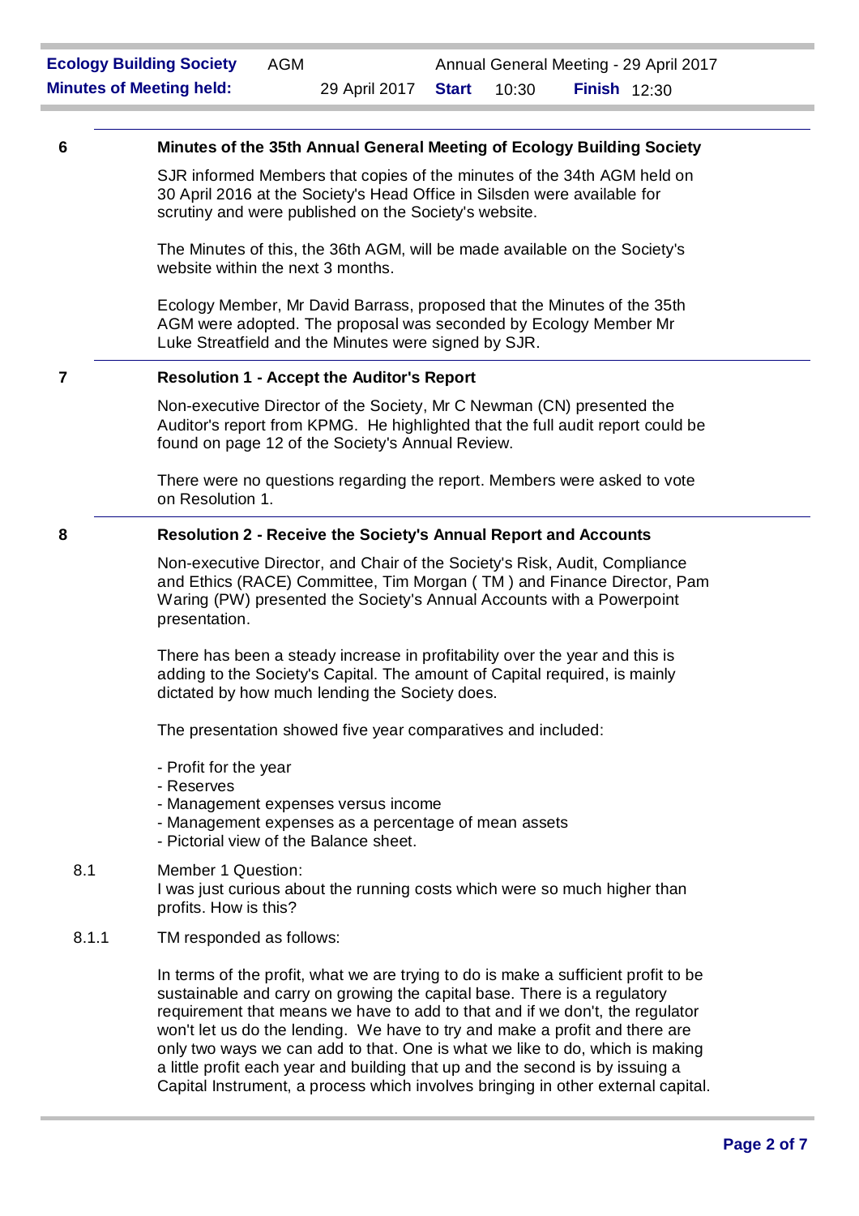## 6 Minutes of the 35th Annual General Meeting of Ecology Building Society

SJR informed Members that copies of the minutes of the 34th AGM held on 30 April 2016 at the Society's Head Office in Silsden were available for scrutiny and were published on the Society's website.

The Minutes of this, the 36th AGM, will be made available on the Society's website within the next 3 months.

Ecology Member, Mr David Barrass, proposed that the Minutes of the 35th AGM were adopted. The proposal was seconded by Ecology Member Mr Luke Streatfield and the Minutes were signed by SJR.

## 7 Resolution 1 - Accept the Auditor's Report

Non-executive Director of the Society, Mr C Newman (CN) presented the Auditor's report from KPMG. He highlighted that the full audit report could be found on page 12 of the Society's Annual Review.

There were no questions regarding the report. Members were asked to vote on Resolution 1.

## 8 Resolution 2 - Receive the Society's Annual Report and Accounts

Non-executive Director, and Chair of the Society's Risk, Audit, Compliance and Ethics (RACE) Committee, Tim Morgan ( TM ) and Finance Director, Pam Waring (PW) presented the Society's Annual Accounts with a Powerpoint presentation.

There has been a steady increase in profitability over the year and this is adding to the Society's Capital. The amount of Capital required, is mainly dictated by how much lending the Society does.

The presentation showed five year comparatives and included:

- Profit for the year
- Reserves
- Management expenses versus income
- Management expenses as a percentage of mean assets
- Pictorial view of the Balance sheet.

8.1 Member 1 Question:
I was just curious about the running costs which were so much higher than profits. How is this?

8.1.1 TM responded as follows:

In terms of the profit, what we are trying to do is make a sufficient profit to be sustainable and carry on growing the capital base. There is a regulatory requirement that means we have to add to that and if we don't, the regulator won't let us do the lending. We have to try and make a profit and there are only two ways we can add to that. One is what we like to do, which is making a little profit each year and building that up and the second is by issuing a Capital Instrument, a process which involves bringing in other external capital.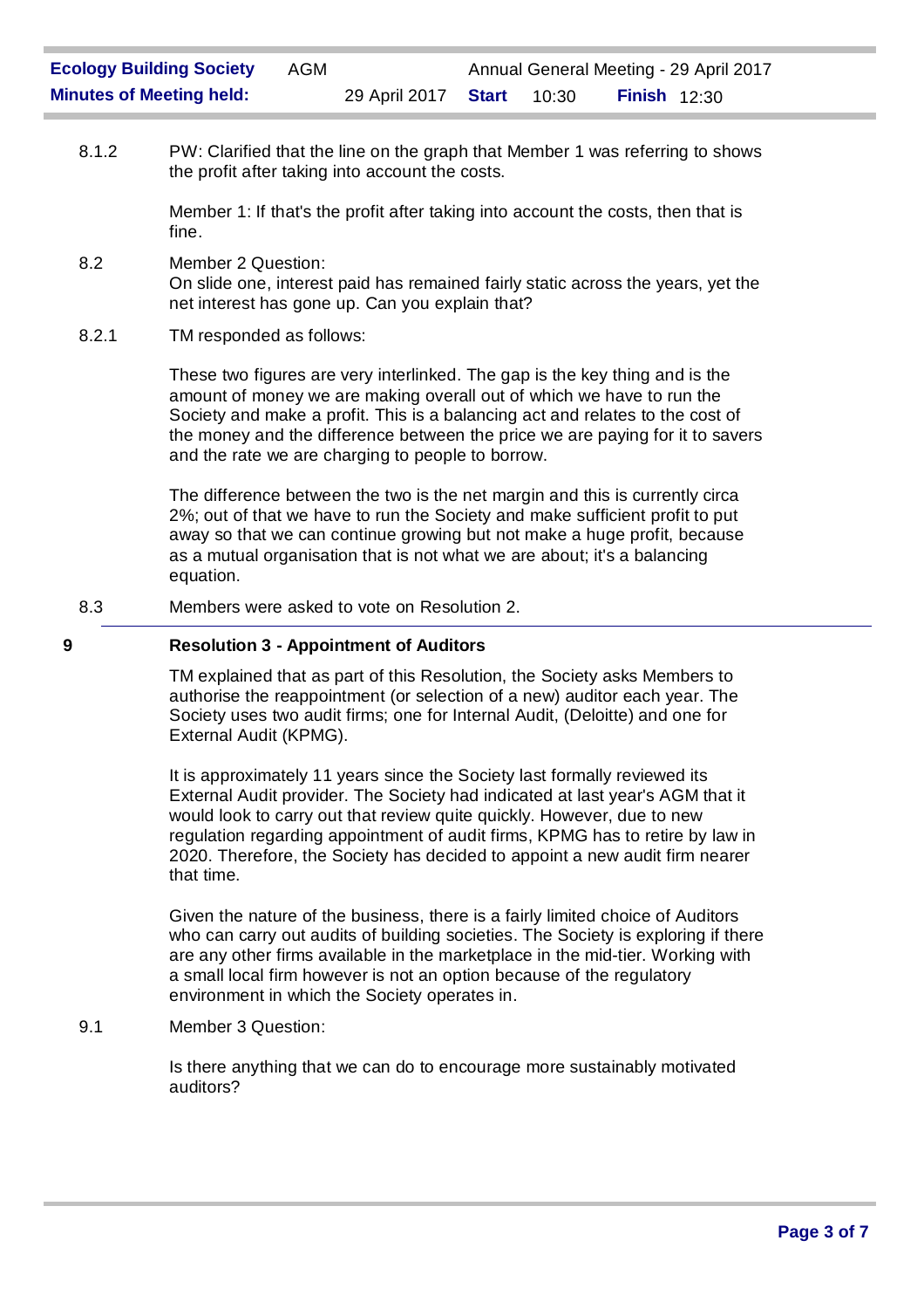8.1.2 PW: Clarified that the line on the graph that Member 1 was referring to shows the profit after taking into account the costs.

Member 1: If that's the profit after taking into account the costs, then that is fine.

8.2 Member 2 Question:
On slide one, interest paid has remained fairly static across the years, yet the net interest has gone up. Can you explain that?

8.2.1 TM responded as follows:

These two figures are very interlinked. The gap is the key thing and is the amount of money we are making overall out of which we have to run the Society and make a profit. This is a balancing act and relates to the cost of the money and the difference between the price we are paying for it to savers and the rate we are charging to people to borrow.

The difference between the two is the net margin and this is currently circa 2%; out of that we have to run the Society and make sufficient profit to put away so that we can continue growing but not make a huge profit, because as a mutual organisation that is not what we are about; it's a balancing equation.

8.3 Members were asked to vote on Resolution 2.

## 9 Resolution 3 - Appointment of Auditors

TM explained that as part of this Resolution, the Society asks Members to authorise the reappointment (or selection of a new) auditor each year. The Society uses two audit firms; one for Internal Audit, (Deloitte) and one for External Audit (KPMG).

It is approximately 11 years since the Society last formally reviewed its External Audit provider. The Society had indicated at last year's AGM that it would look to carry out that review quite quickly. However, due to new regulation regarding appointment of audit firms, KPMG has to retire by law in 2020. Therefore, the Society has decided to appoint a new audit firm nearer that time.

Given the nature of the business, there is a fairly limited choice of Auditors who can carry out audits of building societies. The Society is exploring if there are any other firms available in the marketplace in the mid-tier. Working with a small local firm however is not an option because of the regulatory environment in which the Society operates in.

9.1 Member 3 Question:

Is there anything that we can do to encourage more sustainably motivated auditors?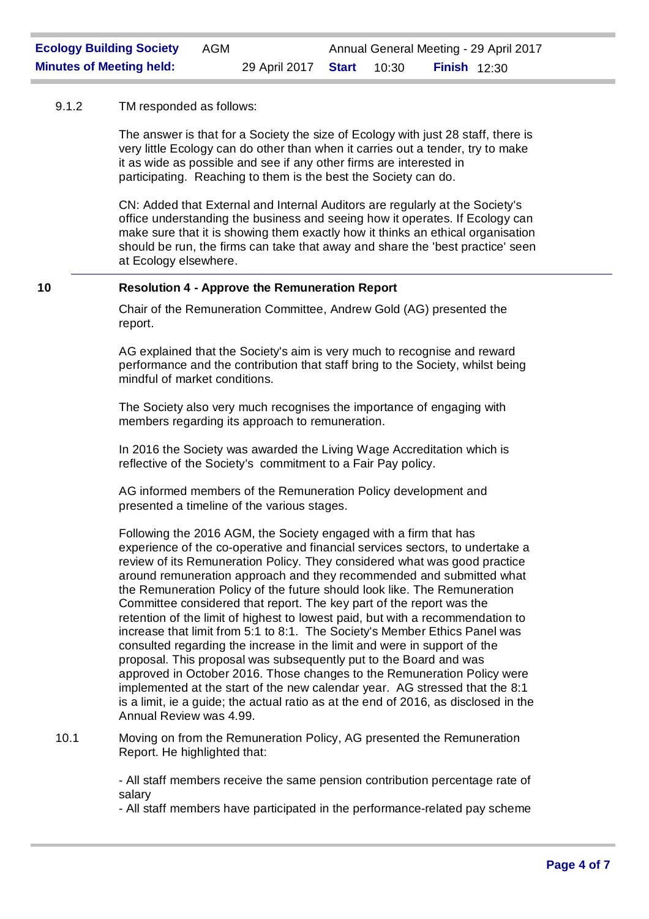9.1.2 TM responded as follows:

The answer is that for a Society the size of Ecology with just 28 staff, there is very little Ecology can do other than when it carries out a tender, try to make it as wide as possible and see if any other firms are interested in participating. Reaching to them is the best the Society can do.

CN: Added that External and Internal Auditors are regularly at the Society's office understanding the business and seeing how it operates. If Ecology can make sure that it is showing them exactly how it thinks an ethical organisation should be run, the firms can take that away and share the 'best practice' seen at Ecology elsewhere.

---

## 10 Resolution 4 - Approve the Remuneration Report

Chair of the Remuneration Committee, Andrew Gold (AG) presented the report.

AG explained that the Society's aim is very much to recognise and reward performance and the contribution that staff bring to the Society, whilst being mindful of market conditions.

The Society also very much recognises the importance of engaging with members regarding its approach to remuneration.

In 2016 the Society was awarded the Living Wage Accreditation which is reflective of the Society's commitment to a Fair Pay policy.

AG informed members of the Remuneration Policy development and presented a timeline of the various stages.

Following the 2016 AGM, the Society engaged with a firm that has experience of the co-operative and financial services sectors, to undertake a review of its Remuneration Policy. They considered what was good practice around remuneration approach and they recommended and submitted what the Remuneration Policy of the future should look like. The Remuneration Committee considered that report. The key part of the report was the retention of the limit of highest to lowest paid, but with a recommendation to increase that limit from 5:1 to 8:1. The Society's Member Ethics Panel was consulted regarding the increase in the limit and were in support of the proposal. This proposal was subsequently put to the Board and was approved in October 2016. Those changes to the Remuneration Policy were implemented at the start of the new calendar year. AG stressed that the 8:1 is a limit, ie a guide; the actual ratio as at the end of 2016, as disclosed in the Annual Review was 4.99.

10.1 Moving on from the Remuneration Policy, AG presented the Remuneration Report. He highlighted that:

- All staff members receive the same pension contribution percentage rate of salary
- All staff members have participated in the performance-related pay scheme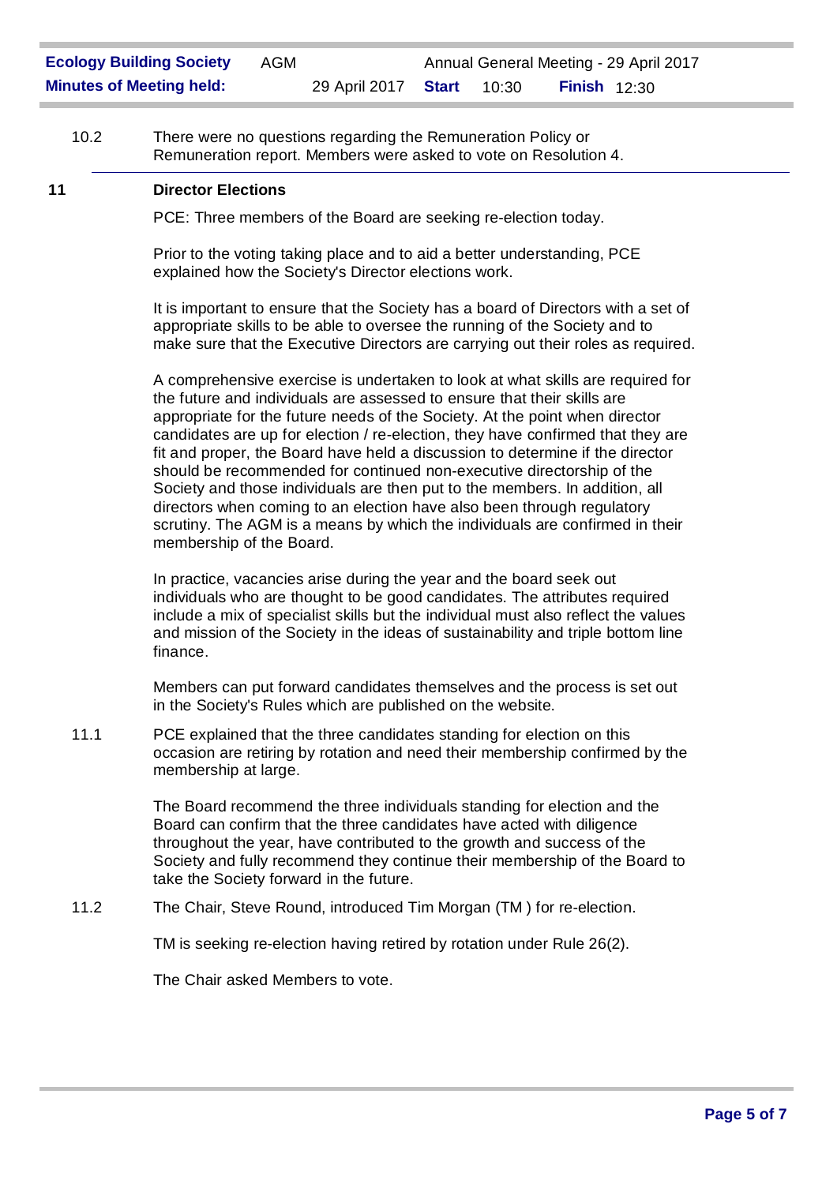10.2 There were no questions regarding the Remuneration Policy or Remuneration report. Members were asked to vote on Resolution 4.

## 11 Director Elections

PCE: Three members of the Board are seeking re-election today.

Prior to the voting taking place and to aid a better understanding, PCE explained how the Society's Director elections work.

It is important to ensure that the Society has a board of Directors with a set of appropriate skills to be able to oversee the running of the Society and to make sure that the Executive Directors are carrying out their roles as required.

A comprehensive exercise is undertaken to look at what skills are required for the future and individuals are assessed to ensure that their skills are appropriate for the future needs of the Society. At the point when director candidates are up for election / re-election, they have confirmed that they are fit and proper, the Board have held a discussion to determine if the director should be recommended for continued non-executive directorship of the Society and those individuals are then put to the members. In addition, all directors when coming to an election have also been through regulatory scrutiny. The AGM is a means by which the individuals are confirmed in their membership of the Board.

In practice, vacancies arise during the year and the board seek out individuals who are thought to be good candidates. The attributes required include a mix of specialist skills but the individual must also reflect the values and mission of the Society in the ideas of sustainability and triple bottom line finance.

Members can put forward candidates themselves and the process is set out in the Society's Rules which are published on the website.

11.1 PCE explained that the three candidates standing for election on this occasion are retiring by rotation and need their membership confirmed by the membership at large.

The Board recommend the three individuals standing for election and the Board can confirm that the three candidates have acted with diligence throughout the year, have contributed to the growth and success of the Society and fully recommend they continue their membership of the Board to take the Society forward in the future.

11.2 The Chair, Steve Round, introduced Tim Morgan (TM ) for re-election.

TM is seeking re-election having retired by rotation under Rule 26(2).

The Chair asked Members to vote.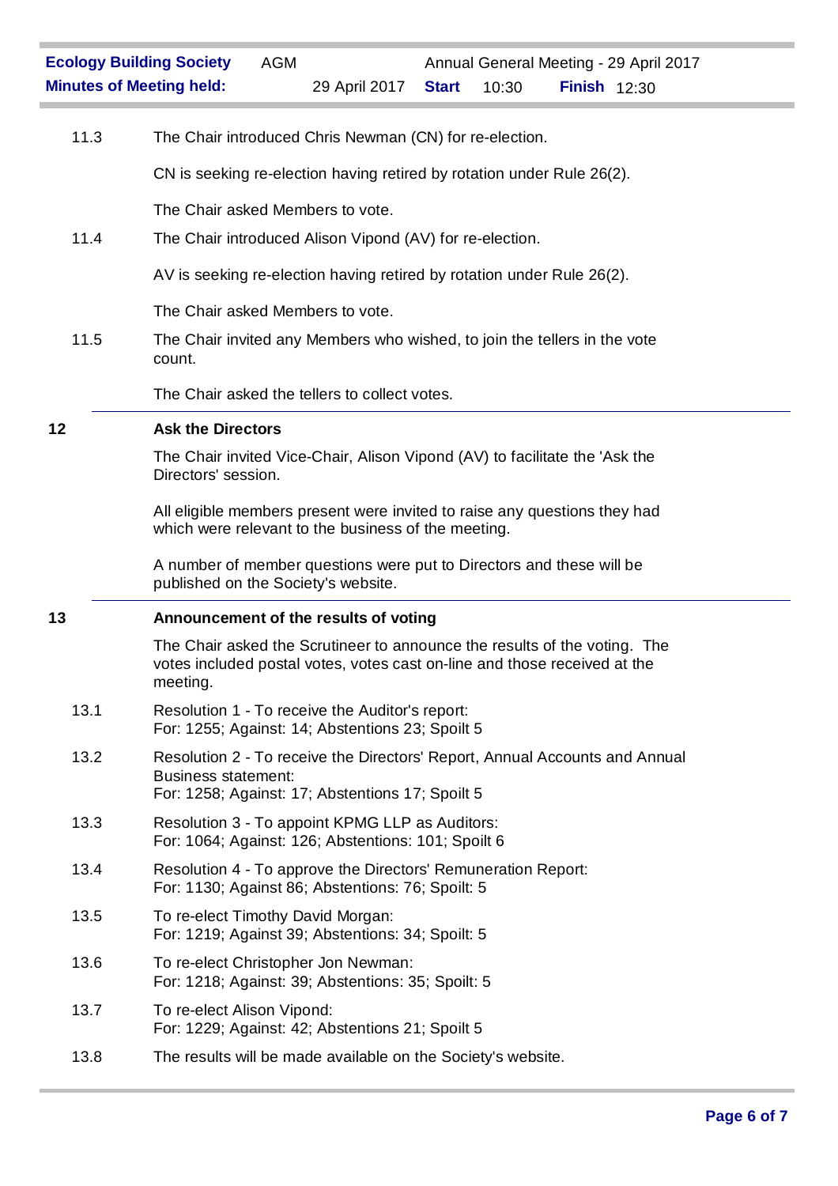11.3 The Chair introduced Chris Newman (CN) for re-election.

CN is seeking re-election having retired by rotation under Rule 26(2).

The Chair asked Members to vote.

11.4 The Chair introduced Alison Vipond (AV) for re-election.

AV is seeking re-election having retired by rotation under Rule 26(2).

The Chair asked Members to vote.

11.5 The Chair invited any Members who wished, to join the tellers in the vote count.

The Chair asked the tellers to collect votes.

## 12 Ask the Directors

The Chair invited Vice-Chair, Alison Vipond (AV) to facilitate the 'Ask the Directors' session.

All eligible members present were invited to raise any questions they had which were relevant to the business of the meeting.

A number of member questions were put to Directors and these will be published on the Society's website.

## 13 Announcement of the results of voting

The Chair asked the Scrutineer to announce the results of the voting. The votes included postal votes, votes cast on-line and those received at the meeting.

13.1 Resolution 1 - To receive the Auditor's report:
For: 1255; Against: 14; Abstentions 23; Spoilt 5

13.2 Resolution 2 - To receive the Directors' Report, Annual Accounts and Annual Business statement:
For: 1258; Against: 17; Abstentions 17; Spoilt 5

13.3 Resolution 3 - To appoint KPMG LLP as Auditors:
For: 1064; Against: 126; Abstentions: 101; Spoilt 6

13.4 Resolution 4 - To approve the Directors' Remuneration Report:
For: 1130; Against 86; Abstentions: 76; Spoilt: 5

13.5 To re-elect Timothy David Morgan:
For: 1219; Against 39; Abstentions: 34; Spoilt: 5

13.6 To re-elect Christopher Jon Newman:
For: 1218; Against: 39; Abstentions: 35; Spoilt: 5

13.7 To re-elect Alison Vipond:
For: 1229; Against: 42; Abstentions 21; Spoilt 5

13.8 The results will be made available on the Society's website.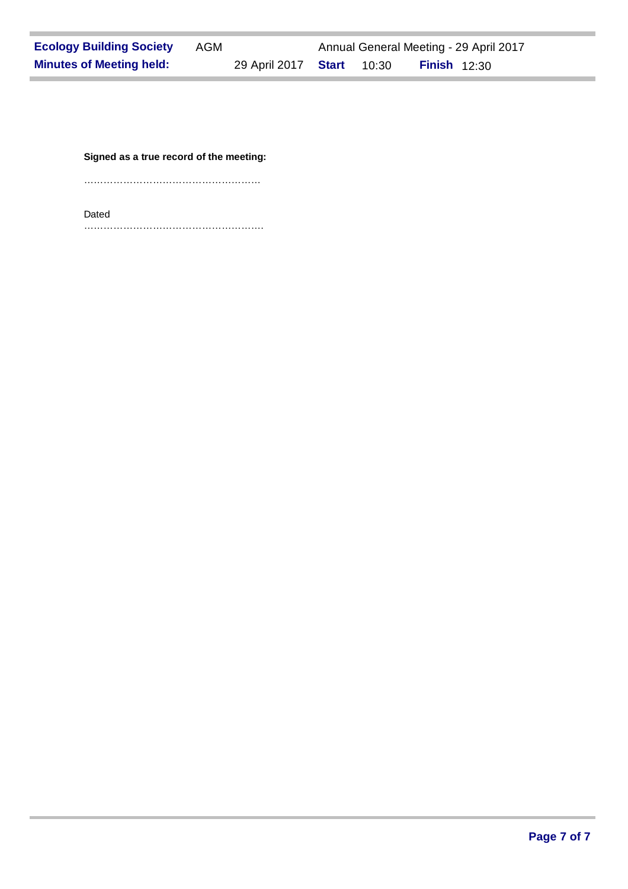**Signed as a true record of the meeting:**

……………………………………………….

Dated

……………………………………………….